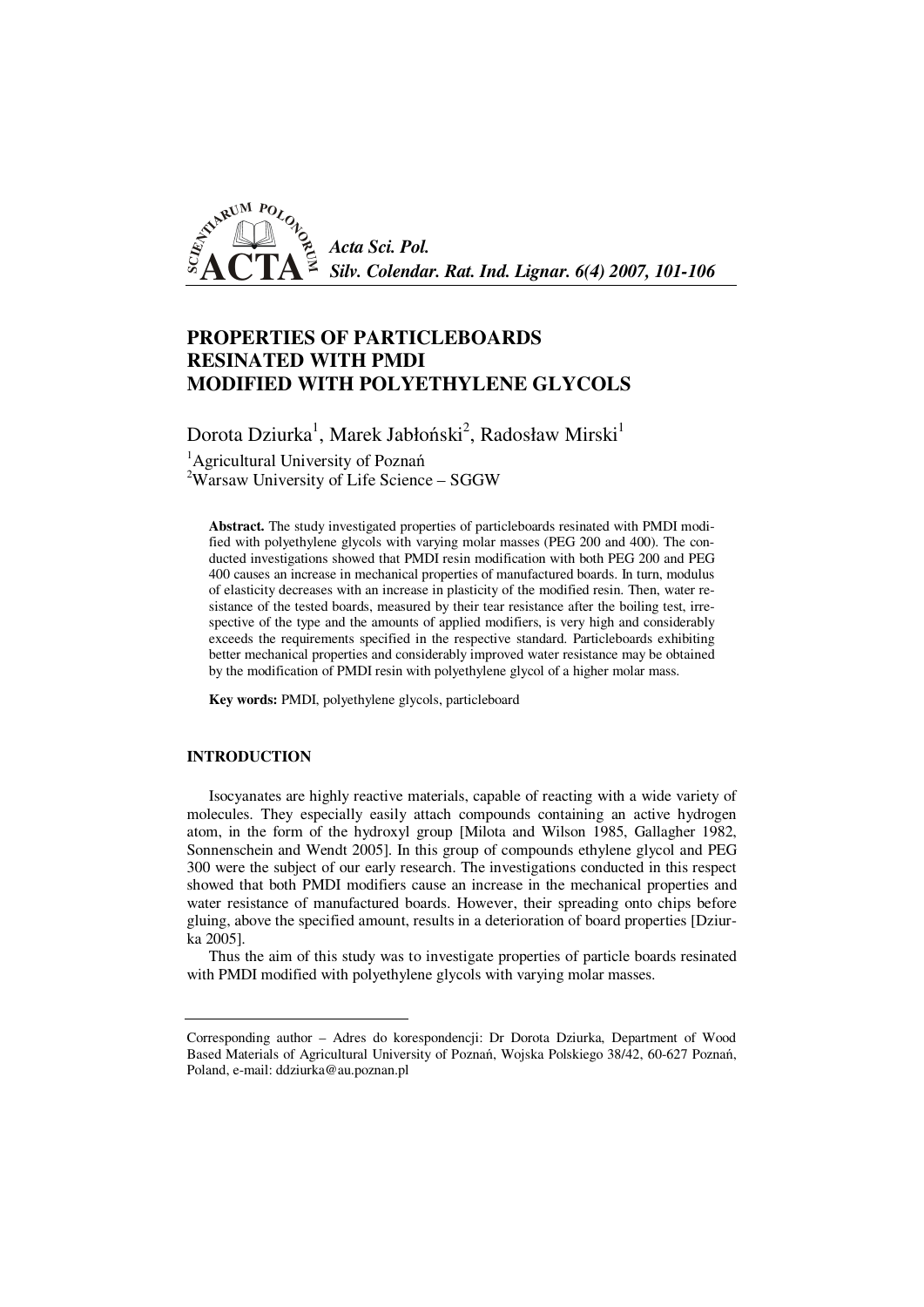# PROPERTIES OF PARTICLEBOARDS RESINATED WITH PMDI MODIFIED WITH POLYETHYLENE GLYCOLS

Dorota Dziurka[1], Marek Jabłoński[2], Radosław Mirski[1]

[1]Agricultural University of Poznań
[2]Warsaw University of Life Science – SGGW

**Abstract.** The study investigated properties of particleboards resinated with PMDI modified with polyethylene glycols with varying molar masses (PEG 200 and 400). The conducted investigations showed that PMDI resin modification with both PEG 200 and PEG 400 causes an increase in mechanical properties of manufactured boards. In turn, modulus of elasticity decreases with an increase in plasticity of the modified resin. Then, water resistance of the tested boards, measured by their tear resistance after the boiling test, irrespective of the type and the amounts of applied modifiers, is very high and considerably exceeds the requirements specified in the respective standard. Particleboards exhibiting better mechanical properties and considerably improved water resistance may be obtained by the modification of PMDI resin with polyethylene glycol of a higher molar mass.

**Key words:** PMDI, polyethylene glycols, particleboard

## INTRODUCTION

Isocyanates are highly reactive materials, capable of reacting with a wide variety of molecules. They especially easily attach compounds containing an active hydrogen atom, in the form of the hydroxyl group [Milota and Wilson 1985, Gallagher 1982, Sonnenschein and Wendt 2005]. In this group of compounds ethylene glycol and PEG 300 were the subject of our early research. The investigations conducted in this respect showed that both PMDI modifiers cause an increase in the mechanical properties and water resistance of manufactured boards. However, their spreading onto chips before gluing, above the specified amount, results in a deterioration of board properties [Dziurka 2005].

Thus the aim of this study was to investigate properties of particle boards resinated with PMDI modified with polyethylene glycols with varying molar masses.

---

Corresponding author – Adres do korespondencji: Dr Dorota Dziurka, Department of Wood Based Materials of Agricultural University of Poznań, Wojska Polskiego 38/42, 60-627 Poznań, Poland, e-mail: ddziurka@au.poznan.pl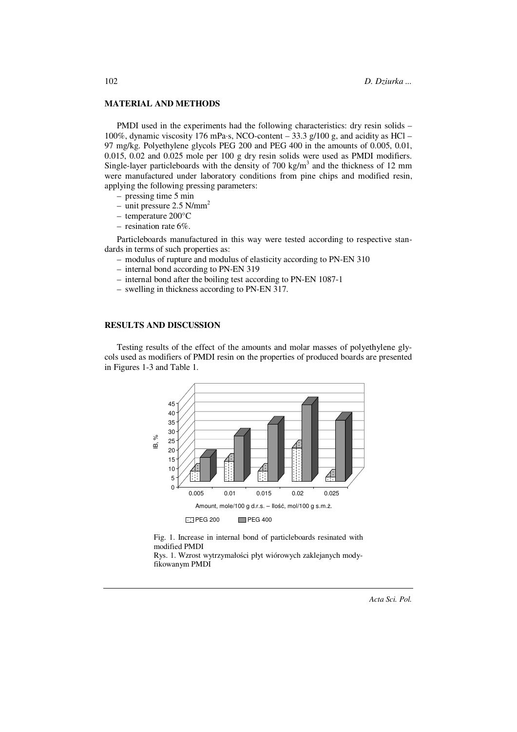## MATERIAL AND METHODS

PMDI used in the experiments had the following characteristics: dry resin solids – 100%, dynamic viscosity 176 mPa·s, NCO-content – 33.3 g/100 g, and acidity as HCl – 97 mg/kg. Polyethylene glycols PEG 200 and PEG 400 in the amounts of 0.005, 0.01, 0.015, 0.02 and 0.025 mole per 100 g dry resin solids were used as PMDI modifiers. Single-layer particleboards with the density of 700 kg/m$^3$ and the thickness of 12 mm were manufactured under laboratory conditions from pine chips and modified resin, applying the following pressing parameters:

- pressing time 5 min
- unit pressure 2.5 N/mm$^2$
- temperature 200°C
- resination rate 6%.

Particleboards manufactured in this way were tested according to respective standards in terms of such properties as:

- modulus of rupture and modulus of elasticity according to PN-EN 310
- internal bond according to PN-EN 319
- internal bond after the boiling test according to PN-EN 1087-1
- swelling in thickness according to PN-EN 317.

## RESULTS AND DISCUSSION

Testing results of the effect of the amounts and molar masses of polyethylene glycols used as modifiers of PMDI resin on the properties of produced boards are presented in Figures 1-3 and Table 1.

Fig. 1. Increase in internal bond of particleboards resinated with modified PMDI

Rys. 1. Wzrost wytrzymałości płyt wiórowych zaklejanych modyfikowanym PMDI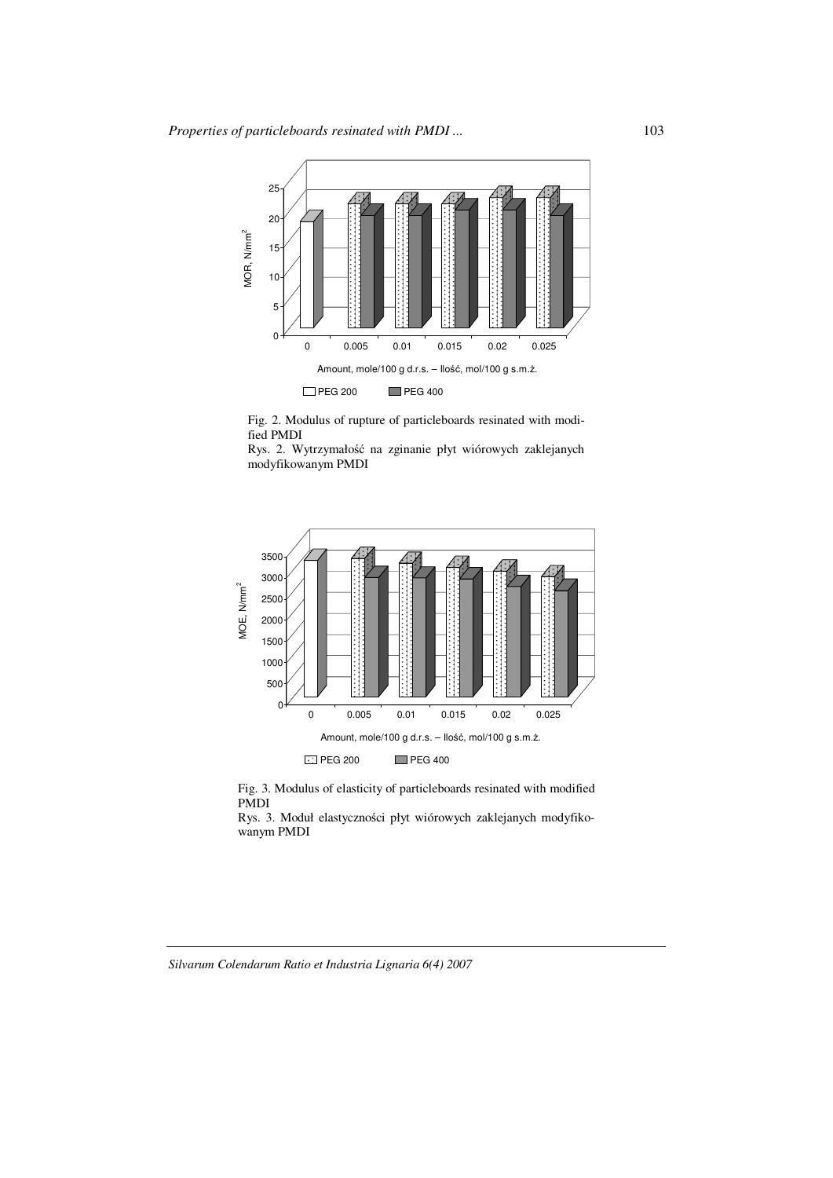Fig. 2. Modulus of rupture of particleboards resinated with modified PMDI

Rys. 2. Wytrzymałość na zginanie płyt wiórowych zaklejanych modyfikowanym PMDI

Fig. 3. Modulus of elasticity of particleboards resinated with modified PMDI

Rys. 3. Moduł elastyczności płyt wiórowych zaklejanych modyfikowanym PMDI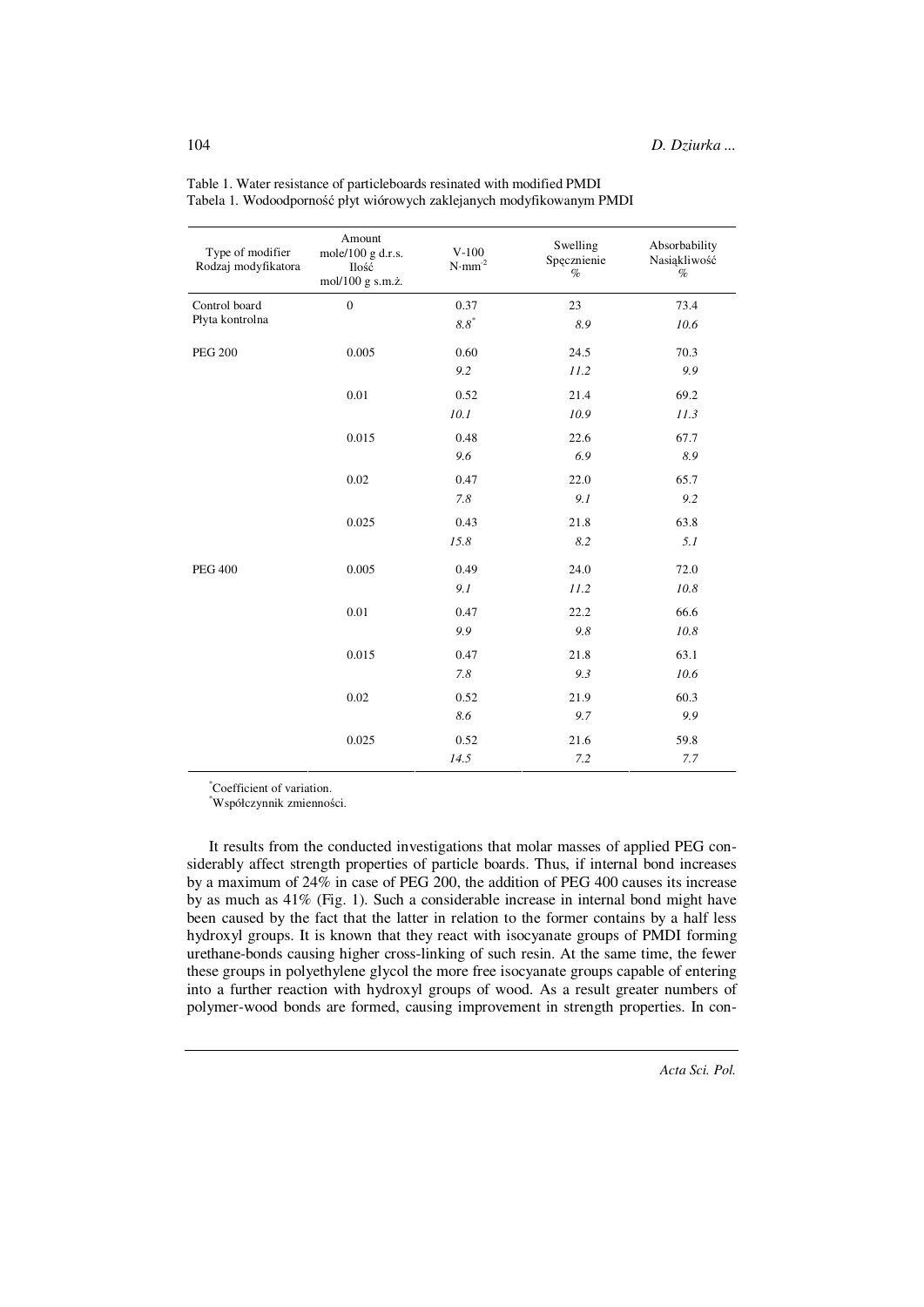Table 1. Water resistance of particleboards resinated with modified PMDI
Tabela 1. Wodoodporność płyt wiórowych zaklejanych modyfikowanym PMDI

| Type of modifier<br>Rodzaj modyfikatora | Amount<br>mole/100 g d.r.s.<br>Ilość<br>mol/100 g s.m.ż. | V-100<br>$N \cdot mm^{-2}$ | Swelling<br>Spęcznienie<br>% | Absorbability<br>Nasiąkliwość<br>% |
|---|---|---|---|---|
| Control board<br>Płyta kontrolna | 0 | 0.37<br>*8.8*\* | 23<br>*8.9* | 73.4<br>*10.6* |
| PEG 200 | 0.005 | 0.60<br>*9.2* | 24.5<br>*11.2* | 70.3<br>*9.9* |
| | 0.01 | 0.52<br>*10.1* | 21.4<br>*10.9* | 69.2<br>*11.3* |
| | 0.015 | 0.48<br>*9.6* | 22.6<br>*6.9* | 67.7<br>*8.9* |
| | 0.02 | 0.47<br>*7.8* | 22.0<br>*9.1* | 65.7<br>*9.2* |
| | 0.025 | 0.43<br>*15.8* | 21.8<br>*8.2* | 63.8<br>*5.1* |
| PEG 400 | 0.005 | 0.49<br>*9.1* | 24.0<br>*11.2* | 72.0<br>*10.8* |
| | 0.01 | 0.47<br>*9.9* | 22.2<br>*9.8* | 66.6<br>*10.8* |
| | 0.015 | 0.47<br>*7.8* | 21.8<br>*9.3* | 63.1<br>*10.6* |
| | 0.02 | 0.52<br>*8.6* | 21.9<br>*9.7* | 60.3<br>*9.9* |
| | 0.025 | 0.52<br>*14.5* | 21.6<br>*7.2* | 59.8<br>*7.7* |

\*Coefficient of variation.
\*Współczynnik zmienności.

It results from the conducted investigations that molar masses of applied PEG considerably affect strength properties of particle boards. Thus, if internal bond increases by a maximum of 24% in case of PEG 200, the addition of PEG 400 causes its increase by as much as 41% (Fig. 1). Such a considerable increase in internal bond might have been caused by the fact that the latter in relation to the former contains by a half less hydroxyl groups. It is known that they react with isocyanate groups of PMDI forming urethane-bonds causing higher cross-linking of such resin. At the same time, the fewer these groups in polyethylene glycol the more free isocyanate groups capable of entering into a further reaction with hydroxyl groups of wood. As a result greater numbers of polymer-wood bonds are formed, causing improvement in strength properties. In con-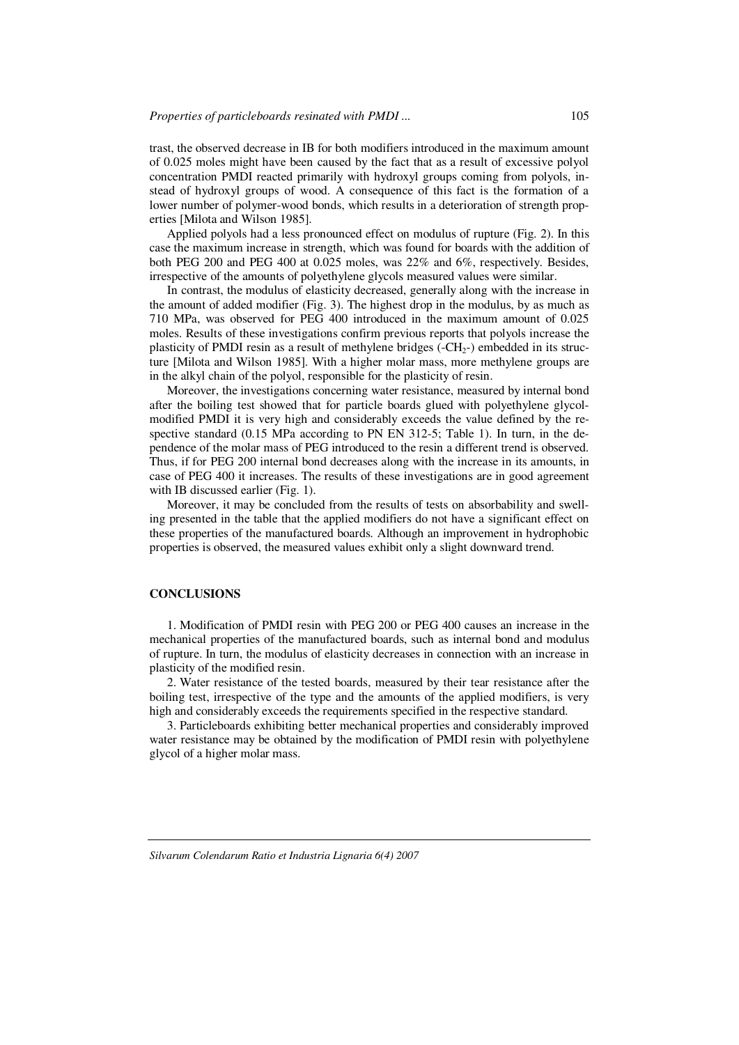trast, the observed decrease in IB for both modifiers introduced in the maximum amount of 0.025 moles might have been caused by the fact that as a result of excessive polyol concentration PMDI reacted primarily with hydroxyl groups coming from polyols, instead of hydroxyl groups of wood. A consequence of this fact is the formation of a lower number of polymer-wood bonds, which results in a deterioration of strength properties [Milota and Wilson 1985].

Applied polyols had a less pronounced effect on modulus of rupture (Fig. 2). In this case the maximum increase in strength, which was found for boards with the addition of both PEG 200 and PEG 400 at 0.025 moles, was 22% and 6%, respectively. Besides, irrespective of the amounts of polyethylene glycols measured values were similar.

In contrast, the modulus of elasticity decreased, generally along with the increase in the amount of added modifier (Fig. 3). The highest drop in the modulus, by as much as 710 MPa, was observed for PEG 400 introduced in the maximum amount of 0.025 moles. Results of these investigations confirm previous reports that polyols increase the plasticity of PMDI resin as a result of methylene bridges ($-CH_2-$) embedded in its structure [Milota and Wilson 1985]. With a higher molar mass, more methylene groups are in the alkyl chain of the polyol, responsible for the plasticity of resin.

Moreover, the investigations concerning water resistance, measured by internal bond after the boiling test showed that for particle boards glued with polyethylene glycol-modified PMDI it is very high and considerably exceeds the value defined by the respective standard (0.15 MPa according to PN EN 312-5; Table 1). In turn, in the dependence of the molar mass of PEG introduced to the resin a different trend is observed. Thus, if for PEG 200 internal bond decreases along with the increase in its amounts, in case of PEG 400 it increases. The results of these investigations are in good agreement with IB discussed earlier (Fig. 1).

Moreover, it may be concluded from the results of tests on absorbability and swelling presented in the table that the applied modifiers do not have a significant effect on these properties of the manufactured boards. Although an improvement in hydrophobic properties is observed, the measured values exhibit only a slight downward trend.

## CONCLUSIONS

1. Modification of PMDI resin with PEG 200 or PEG 400 causes an increase in the mechanical properties of the manufactured boards, such as internal bond and modulus of rupture. In turn, the modulus of elasticity decreases in connection with an increase in plasticity of the modified resin.

2. Water resistance of the tested boards, measured by their tear resistance after the boiling test, irrespective of the type and the amounts of the applied modifiers, is very high and considerably exceeds the requirements specified in the respective standard.

3. Particleboards exhibiting better mechanical properties and considerably improved water resistance may be obtained by the modification of PMDI resin with polyethylene glycol of a higher molar mass.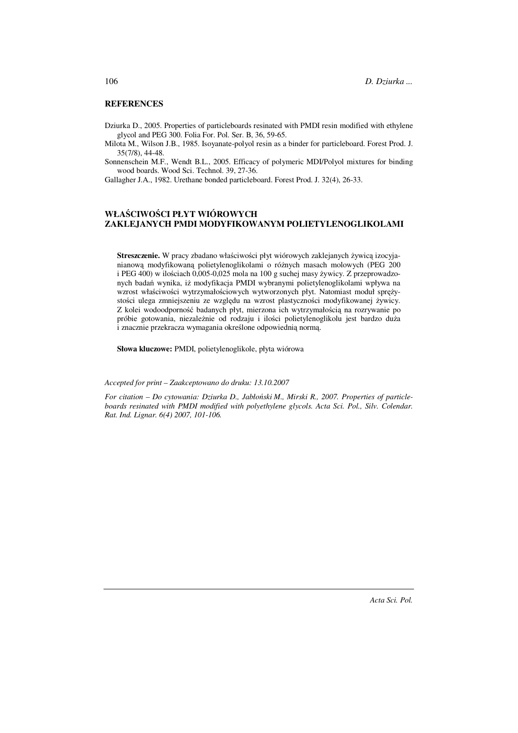## REFERENCES

Dziurka D., 2005. Properties of particleboards resinated with PMDI resin modified with ethylene glycol and PEG 300. Folia For. Pol. Ser. B, 36, 59-65.

Milota M., Wilson J.B., 1985. Isoyanate-polyol resin as a binder for particleboard. Forest Prod. J. 35(7/8), 44-48.

Sonnenschein M.F., Wendt B.L., 2005. Efficacy of polymeric MDI/Polyol mixtures for binding wood boards. Wood Sci. Technol. 39, 27-36.

Gallagher J.A., 1982. Urethane bonded particleboard. Forest Prod. J. 32(4), 26-33.

## WŁAŚCIWOŚCI PŁYT WIÓROWYCH ZAKLEJANYCH PMDI MODYFIKOWANYM POLIETYLENOGLIKOLAMI

**Streszczenie.** W pracy zbadano właściwości płyt wiórowych zaklejanych żywicą izocyjanianową modyfikowaną polietylenoglikolami o różnych masach molowych (PEG 200 i PEG 400) w ilościach 0,005-0,025 mola na 100 g suchej masy żywicy. Z przeprowadzonych badań wynika, iż modyfikacja PMDI wybranymi polietylenoglikolami wpływa na wzrost właściwości wytrzymałościowych wytworzonych płyt. Natomiast moduł sprężystości ulega zmniejszeniu ze względu na wzrost plastyczności modyfikowanej żywicy. Z kolei wodoodporność badanych płyt, mierzona ich wytrzymałością na rozrywanie po próbie gotowania, niezależnie od rodzaju i ilości polietylenoglikolu jest bardzo duża i znacznie przekracza wymagania określone odpowiednią normą.

**Słowa kluczowe:** PMDI, polietylenoglikole, płyta wiórowa

*Accepted for print – Zaakceptowano do druku: 13.10.2007*

*For citation – Do cytowania: Dziurka D., Jabłoński M., Mirski R., 2007. Properties of particleboards resinated with PMDI modified with polyethylene glycols. Acta Sci. Pol., Silv. Colendar. Rat. Ind. Lignar. 6(4) 2007, 101-106.*